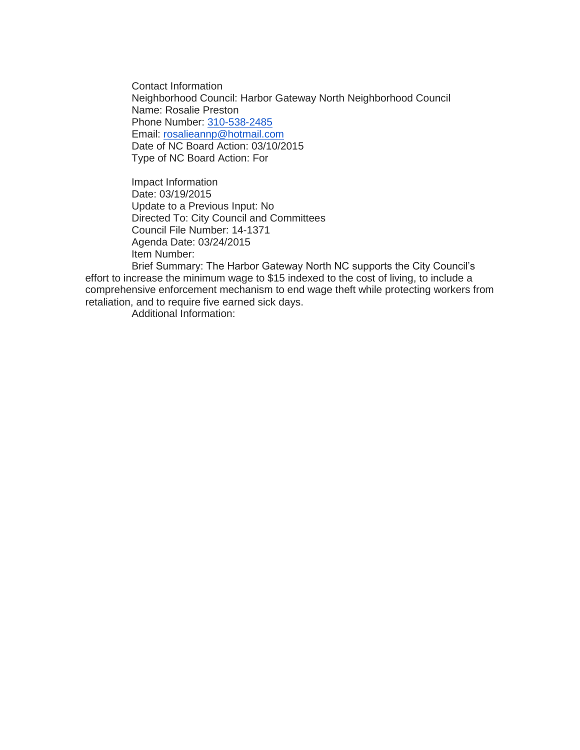Contact Information
Neighborhood Council: Harbor Gateway North Neighborhood Council
Name: Rosalie Preston
Phone Number: 310-538-2485
Email: rosalieannp@hotmail.com
Date of NC Board Action: 03/10/2015
Type of NC Board Action: For

Impact Information
Date: 03/19/2015
Update to a Previous Input: No
Directed To: City Council and Committees
Council File Number: 14-1371
Agenda Date: 03/24/2015
Item Number:
Brief Summary: The Harbor Gateway North NC supports the City Council's effort to increase the minimum wage to $15 indexed to the cost of living, to include a comprehensive enforcement mechanism to end wage theft while protecting workers from retaliation, and to require five earned sick days.
Additional Information: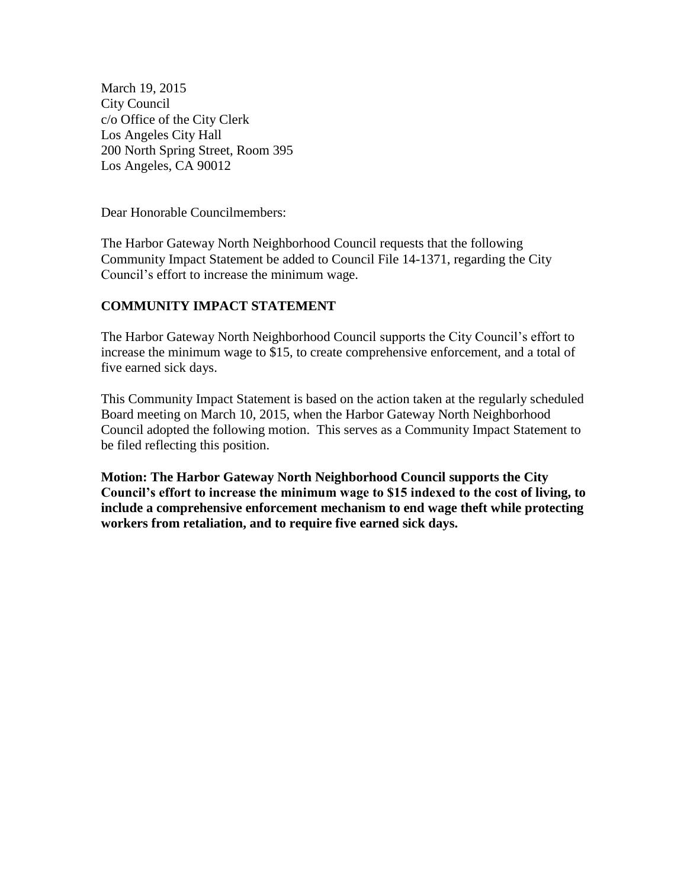March 19, 2015
City Council
c/o Office of the City Clerk
Los Angeles City Hall
200 North Spring Street, Room 395
Los Angeles, CA 90012

Dear Honorable Councilmembers:

The Harbor Gateway North Neighborhood Council requests that the following Community Impact Statement be added to Council File 14-1371, regarding the City Council's effort to increase the minimum wage.

**COMMUNITY IMPACT STATEMENT**

The Harbor Gateway North Neighborhood Council supports the City Council's effort to increase the minimum wage to $15, to create comprehensive enforcement, and a total of five earned sick days.

This Community Impact Statement is based on the action taken at the regularly scheduled Board meeting on March 10, 2015, when the Harbor Gateway North Neighborhood Council adopted the following motion. This serves as a Community Impact Statement to be filed reflecting this position.

**Motion: The Harbor Gateway North Neighborhood Council supports the City Council's effort to increase the minimum wage to $15 indexed to the cost of living, to include a comprehensive enforcement mechanism to end wage theft while protecting workers from retaliation, and to require five earned sick days.**